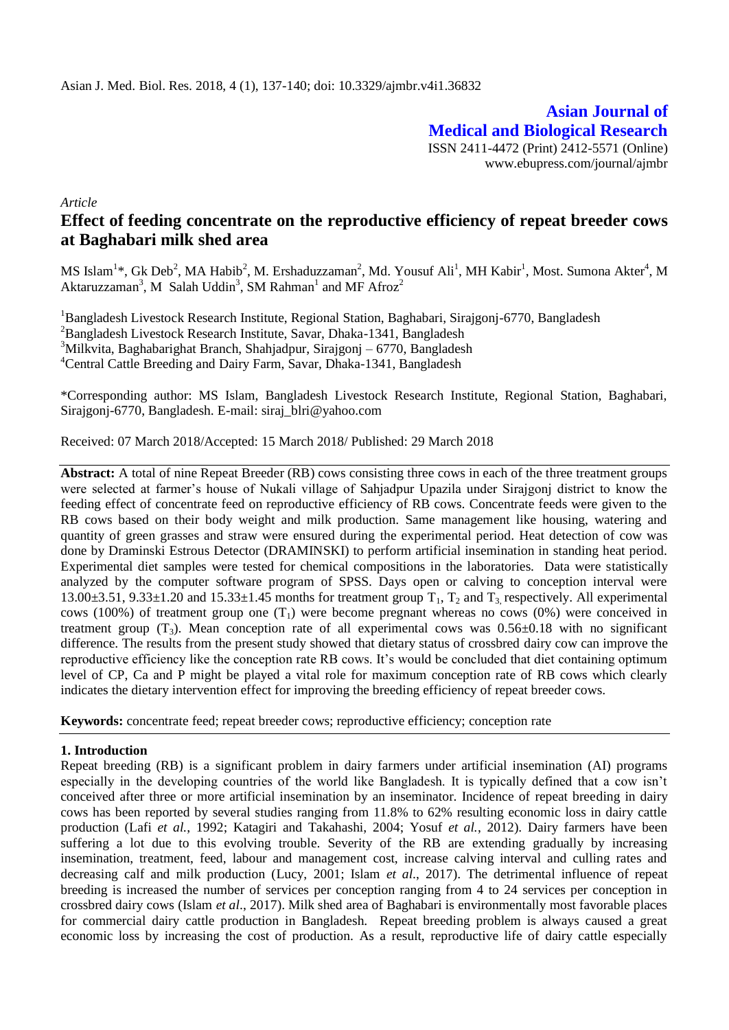Asian J. Med. Biol. Res. 2018, 4 (1), 137-140; doi: 10.3329/ajmbr.v4i1.36832

**Asian Journal of Medical and Biological Research**

ISSN 2411-4472 (Print) 2412-5571 (Online)
www.ebupress.com/journal/ajmbr

*Article*

# Effect of feeding concentrate on the reproductive efficiency of repeat breeder cows at Baghabari milk shed area

MS Islam[1]*, Gk Deb[2], MA Habib[2], M. Ershaduzzaman[2], Md. Yousuf Ali[1], MH Kabir[1], Most. Sumona Akter[4], M Aktaruzzaman[3], M Salah Uddin[3], SM Rahman[1] and MF Afroz[2]

[1]Bangladesh Livestock Research Institute, Regional Station, Baghabari, Sirajgonj-6770, Bangladesh
[2]Bangladesh Livestock Research Institute, Savar, Dhaka-1341, Bangladesh
[3]Milkvita, Baghabarighat Branch, Shahjadpur, Sirajgonj – 6770, Bangladesh
[4]Central Cattle Breeding and Dairy Farm, Savar, Dhaka-1341, Bangladesh

*Corresponding author: MS Islam, Bangladesh Livestock Research Institute, Regional Station, Baghabari, Sirajgonj-6770, Bangladesh. E-mail: siraj_blri@yahoo.com

Received: 07 March 2018/Accepted: 15 March 2018/ Published: 29 March 2018

**Abstract:** A total of nine Repeat Breeder (RB) cows consisting three cows in each of the three treatment groups were selected at farmer's house of Nukali village of Sahjadpur Upazila under Sirajgonj district to know the feeding effect of concentrate feed on reproductive efficiency of RB cows. Concentrate feeds were given to the RB cows based on their body weight and milk production. Same management like housing, watering and quantity of green grasses and straw were ensured during the experimental period. Heat detection of cow was done by Draminski Estrous Detector (DRAMINSKI) to perform artificial insemination in standing heat period. Experimental diet samples were tested for chemical compositions in the laboratories. Data were statistically analyzed by the computer software program of SPSS. Days open or calving to conception interval were 13.00±3.51, 9.33±1.20 and 15.33±1.45 months for treatment group $T_1$, $T_2$ and $T_3$, respectively. All experimental cows (100%) of treatment group one ($T_1$) were become pregnant whereas no cows (0%) were conceived in treatment group ($T_3$). Mean conception rate of all experimental cows was 0.56±0.18 with no significant difference. The results from the present study showed that dietary status of crossbred dairy cow can improve the reproductive efficiency like the conception rate RB cows. It's would be concluded that diet containing optimum level of CP, Ca and P might be played a vital role for maximum conception rate of RB cows which clearly indicates the dietary intervention effect for improving the breeding efficiency of repeat breeder cows.

**Keywords:** concentrate feed; repeat breeder cows; reproductive efficiency; conception rate

## 1. Introduction

Repeat breeding (RB) is a significant problem in dairy farmers under artificial insemination (AI) programs especially in the developing countries of the world like Bangladesh. It is typically defined that a cow isn't conceived after three or more artificial insemination by an inseminator. Incidence of repeat breeding in dairy cows has been reported by several studies ranging from 11.8% to 62% resulting economic loss in dairy cattle production (Lafi *et al.*, 1992; Katagiri and Takahashi, 2004; Yosuf *et al.*, 2012). Dairy farmers have been suffering a lot due to this evolving trouble. Severity of the RB are extending gradually by increasing insemination, treatment, feed, labour and management cost, increase calving interval and culling rates and decreasing calf and milk production (Lucy, 2001; Islam *et al*., 2017). The detrimental influence of repeat breeding is increased the number of services per conception ranging from 4 to 24 services per conception in crossbred dairy cows (Islam *et al*., 2017). Milk shed area of Baghabari is environmentally most favorable places for commercial dairy cattle production in Bangladesh. Repeat breeding problem is always caused a great economic loss by increasing the cost of production. As a result, reproductive life of dairy cattle especially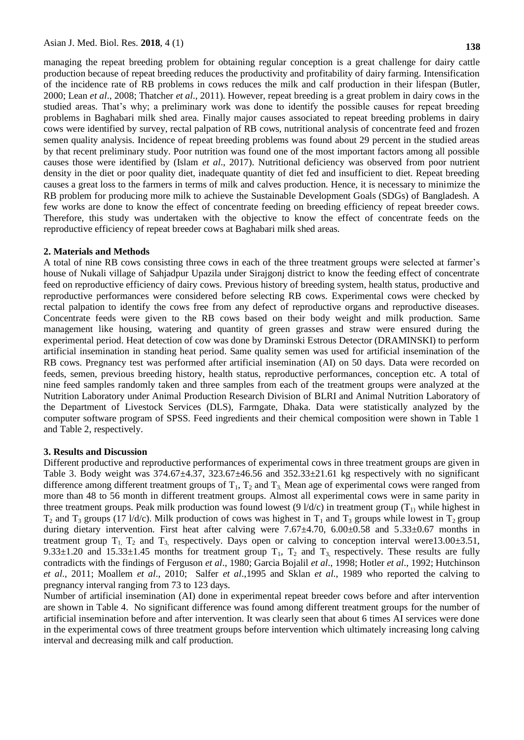managing the repeat breeding problem for obtaining regular conception is a great challenge for dairy cattle production because of repeat breeding reduces the productivity and profitability of dairy farming. Intensification of the incidence rate of RB problems in cows reduces the milk and calf production in their lifespan (Butler, 2000; Lean *et al*., 2008; Thatcher *et al*., 2011). However, repeat breeding is a great problem in dairy cows in the studied areas. That's why; a preliminary work was done to identify the possible causes for repeat breeding problems in Baghabari milk shed area. Finally major causes associated to repeat breeding problems in dairy cows were identified by survey, rectal palpation of RB cows, nutritional analysis of concentrate feed and frozen semen quality analysis. Incidence of repeat breeding problems was found about 29 percent in the studied areas by that recent preliminary study. Poor nutrition was found one of the most important factors among all possible causes those were identified by (Islam *et al*., 2017). Nutritional deficiency was observed from poor nutrient density in the diet or poor quality diet, inadequate quantity of diet fed and insufficient to diet. Repeat breeding causes a great loss to the farmers in terms of milk and calves production. Hence, it is necessary to minimize the RB problem for producing more milk to achieve the Sustainable Development Goals (SDGs) of Bangladesh. A few works are done to know the effect of concentrate feeding on breeding efficiency of repeat breeder cows. Therefore, this study was undertaken with the objective to know the effect of concentrate feeds on the reproductive efficiency of repeat breeder cows at Baghabari milk shed areas.

## 2. Materials and Methods

A total of nine RB cows consisting three cows in each of the three treatment groups were selected at farmer's house of Nukali village of Sahjadpur Upazila under Sirajgonj district to know the feeding effect of concentrate feed on reproductive efficiency of dairy cows. Previous history of breeding system, health status, productive and reproductive performances were considered before selecting RB cows. Experimental cows were checked by rectal palpation to identify the cows free from any defect of reproductive organs and reproductive diseases. Concentrate feeds were given to the RB cows based on their body weight and milk production. Same management like housing, watering and quantity of green grasses and straw were ensured during the experimental period. Heat detection of cow was done by Draminski Estrous Detector (DRAMINSKI) to perform artificial insemination in standing heat period. Same quality semen was used for artificial insemination of the RB cows. Pregnancy test was performed after artificial insemination (AI) on 50 days. Data were recorded on feeds, semen, previous breeding history, health status, reproductive performances, conception etc. A total of nine feed samples randomly taken and three samples from each of the treatment groups were analyzed at the Nutrition Laboratory under Animal Production Research Division of BLRI and Animal Nutrition Laboratory of the Department of Livestock Services (DLS), Farmgate, Dhaka. Data were statistically analyzed by the computer software program of SPSS. Feed ingredients and their chemical composition were shown in Table 1 and Table 2, respectively.

## 3. Results and Discussion

Different productive and reproductive performances of experimental cows in three treatment groups are given in Table 3. Body weight was 374.67±4.37, 323.67±46.56 and 352.33±21.61 kg respectively with no significant difference among different treatment groups of $T_1$, $T_2$ and $T_3$. Mean age of experimental cows were ranged from more than 48 to 56 month in different treatment groups. Almost all experimental cows were in same parity in three treatment groups. Peak milk production was found lowest (9 l/d/c) in treatment group ($T_1$) while highest in $T_2$ and $T_3$ groups (17 l/d/c). Milk production of cows was highest in $T_1$ and $T_3$ groups while lowest in $T_2$ group during dietary intervention. First heat after calving were 7.67±4.70, 6.00±0.58 and 5.33±0.67 months in treatment group $T_1$, $T_2$ and $T_3$, respectively. Days open or calving to conception interval were13.00±3.51, 9.33±1.20 and 15.33±1.45 months for treatment group $T_1$, $T_2$ and $T_3$, respectively. These results are fully contradicts with the findings of Ferguson *et al*., 1980; Garcia Bojalil *et al*., 1998; Hotler *et al*., 1992; Hutchinson *et al*., 2011; Moallem *et al*., 2010; Salfer *et al*.,1995 and Sklan *et al*., 1989 who reported the calving to pregnancy interval ranging from 73 to 123 days.

Number of artificial insemination (AI) done in experimental repeat breeder cows before and after intervention are shown in Table 4. No significant difference was found among different treatment groups for the number of artificial insemination before and after intervention. It was clearly seen that about 6 times AI services were done in the experimental cows of three treatment groups before intervention which ultimately increasing long calving interval and decreasing milk and calf production.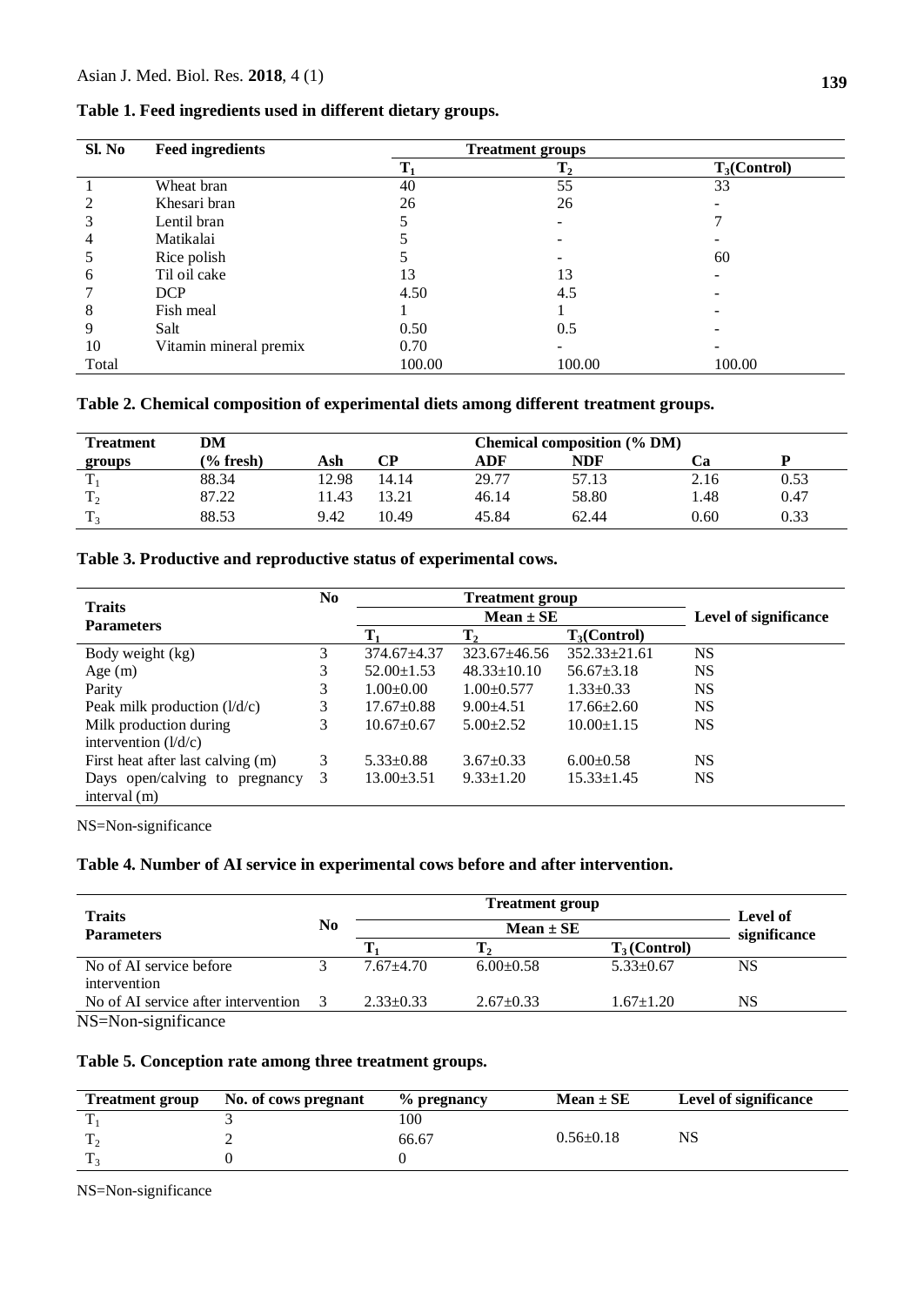**Table 1. Feed ingredients used in different dietary groups.**

| Sl. No | Feed ingredients | Treatment groups | | |
|---|---|---|---|---|
| | | $T_1$ | $T_2$ | $T_3$(Control) |
| 1 | Wheat bran | 40 | 55 | 33 |
| 2 | Khesari bran | 26 | 26 | - |
| 3 | Lentil bran | 5 | - | 7 |
| 4 | Matikalai | 5 | - | - |
| 5 | Rice polish | 5 | - | 60 |
| 6 | Til oil cake | 13 | 13 | - |
| 7 | DCP | 4.50 | 4.5 | - |
| 8 | Fish meal | 1 | 1 | - |
| 9 | Salt | 0.50 | 0.5 | - |
| 10 | Vitamin mineral premix | 0.70 | - | - |
| Total | | 100.00 | 100.00 | 100.00 |

**Table 2. Chemical composition of experimental diets among different treatment groups.**

| Treatment groups | DM (% fresh) | Chemical composition (% DM) | | | | | |
|---|---|---|---|---|---|---|---|
| | | Ash | CP | ADF | NDF | Ca | P |
| $T_1$ | 88.34 | 12.98 | 14.14 | 29.77 | 57.13 | 2.16 | 0.53 |
| $T_2$ | 87.22 | 11.43 | 13.21 | 46.14 | 58.80 | 1.48 | 0.47 |
| $T_3$ | 88.53 | 9.42 | 10.49 | 45.84 | 62.44 | 0.60 | 0.33 |

**Table 3. Productive and reproductive status of experimental cows.**

| Traits Parameters | No | Treatment group Mean ± SE | | | Level of significance |
|---|---|---|---|---|---|
| | | $T_1$ | $T_2$ | $T_3$(Control) | |
| Body weight (kg) | 3 | 374.67±4.37 | 323.67±46.56 | 352.33±21.61 | NS |
| Age (m) | 3 | 52.00±1.53 | 48.33±10.10 | 56.67±3.18 | NS |
| Parity | 3 | 1.00±0.00 | 1.00±0.577 | 1.33±0.33 | NS |
| Peak milk production (l/d/c) | 3 | 17.67±0.88 | 9.00±4.51 | 17.66±2.60 | NS |
| Milk production during intervention (l/d/c) | 3 | 10.67±0.67 | 5.00±2.52 | 10.00±1.15 | NS |
| First heat after last calving (m) | 3 | 5.33±0.88 | 3.67±0.33 | 6.00±0.58 | NS |
| Days open/calving to pregnancy interval (m) | 3 | 13.00±3.51 | 9.33±1.20 | 15.33±1.45 | NS |

NS=Non-significance

**Table 4. Number of AI service in experimental cows before and after intervention.**

| Traits Parameters | No | Treatment group Mean ± SE | | | Level of significance |
|---|---|---|---|---|---|
| | | $T_1$ | $T_2$ | $T_3$ (Control) | |
| No of AI service before intervention | 3 | 7.67±4.70 | 6.00±0.58 | 5.33±0.67 | NS |
| No of AI service after intervention | 3 | 2.33±0.33 | 2.67±0.33 | 1.67±1.20 | NS |

NS=Non-significance

**Table 5. Conception rate among three treatment groups.**

| Treatment group | No. of cows pregnant | % pregnancy | Mean ± SE | Level of significance |
|---|---|---|---|---|
| $T_1$ | 3 | 100 | | |
| $T_2$ | 2 | 66.67 | 0.56±0.18 | NS |
| $T_3$ | 0 | 0 | | |

NS=Non-significance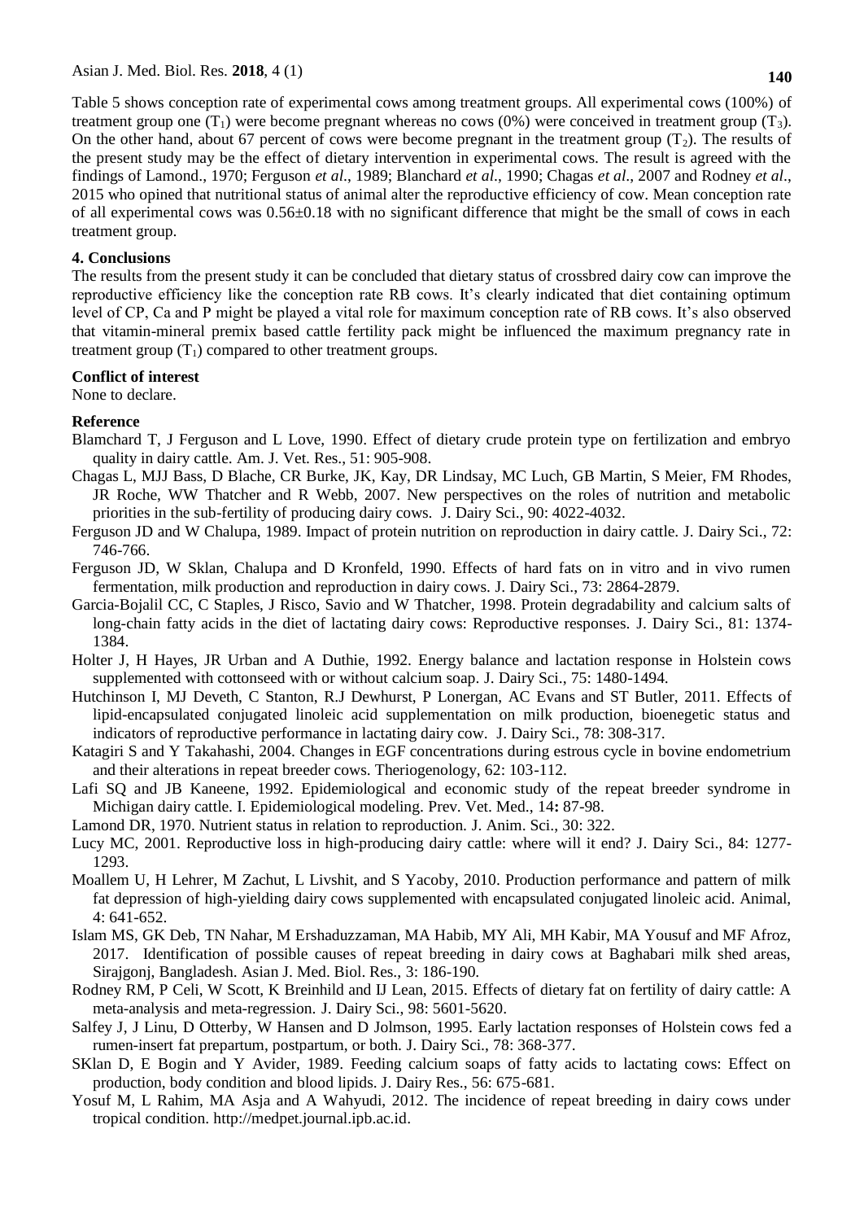Table 5 shows conception rate of experimental cows among treatment groups. All experimental cows (100%) of treatment group one ($T_1$) were become pregnant whereas no cows (0%) were conceived in treatment group ($T_3$). On the other hand, about 67 percent of cows were become pregnant in the treatment group ($T_2$). The results of the present study may be the effect of dietary intervention in experimental cows. The result is agreed with the findings of Lamond., 1970; Ferguson *et al*., 1989; Blanchard *et al*., 1990; Chagas *et al*., 2007 and Rodney *et al*., 2015 who opined that nutritional status of animal alter the reproductive efficiency of cow. Mean conception rate of all experimental cows was 0.56±0.18 with no significant difference that might be the small of cows in each treatment group.

## 4. Conclusions

The results from the present study it can be concluded that dietary status of crossbred dairy cow can improve the reproductive efficiency like the conception rate RB cows. It's clearly indicated that diet containing optimum level of CP, Ca and P might be played a vital role for maximum conception rate of RB cows. It's also observed that vitamin-mineral premix based cattle fertility pack might be influenced the maximum pregnancy rate in treatment group ($T_1$) compared to other treatment groups.

## Conflict of interest

None to declare.

## Reference

Blamchard T, J Ferguson and L Love, 1990. Effect of dietary crude protein type on fertilization and embryo quality in dairy cattle. Am. J. Vet. Res., 51: 905-908.

Chagas L, MJJ Bass, D Blache, CR Burke, JK, Kay, DR Lindsay, MC Luch, GB Martin, S Meier, FM Rhodes, JR Roche, WW Thatcher and R Webb, 2007. New perspectives on the roles of nutrition and metabolic priorities in the sub-fertility of producing dairy cows. J. Dairy Sci., 90: 4022-4032.

Ferguson JD and W Chalupa, 1989. Impact of protein nutrition on reproduction in dairy cattle. J. Dairy Sci., 72: 746-766.

Ferguson JD, W Sklan, Chalupa and D Kronfeld, 1990. Effects of hard fats on in vitro and in vivo rumen fermentation, milk production and reproduction in dairy cows. J. Dairy Sci., 73: 2864-2879.

Garcia-Bojalil CC, C Staples, J Risco, Savio and W Thatcher, 1998. Protein degradability and calcium salts of long-chain fatty acids in the diet of lactating dairy cows: Reproductive responses. J. Dairy Sci., 81: 1374-1384.

Holter J, H Hayes, JR Urban and A Duthie, 1992. Energy balance and lactation response in Holstein cows supplemented with cottonseed with or without calcium soap. J. Dairy Sci., 75: 1480-1494.

Hutchinson I, MJ Deveth, C Stanton, R.J Dewhurst, P Lonergan, AC Evans and ST Butler, 2011. Effects of lipid-encapsulated conjugated linoleic acid supplementation on milk production, bioenegetic status and indicators of reproductive performance in lactating dairy cow. J. Dairy Sci., 78: 308-317.

Katagiri S and Y Takahashi, 2004. Changes in EGF concentrations during estrous cycle in bovine endometrium and their alterations in repeat breeder cows. Theriogenology, 62: 103-112.

Lafi SQ and JB Kaneene, 1992. Epidemiological and economic study of the repeat breeder syndrome in Michigan dairy cattle. I. Epidemiological modeling. Prev. Vet. Med., 14**:** 87-98.

Lamond DR, 1970. Nutrient status in relation to reproduction. J. Anim. Sci., 30: 322.

Lucy MC, 2001. Reproductive loss in high-producing dairy cattle: where will it end? J. Dairy Sci., 84: 1277-1293.

Moallem U, H Lehrer, M Zachut, L Livshit, and S Yacoby, 2010. Production performance and pattern of milk fat depression of high-yielding dairy cows supplemented with encapsulated conjugated linoleic acid. Animal, 4: 641-652.

Islam MS, GK Deb, TN Nahar, M Ershaduzzaman, MA Habib, MY Ali, MH Kabir, MA Yousuf and MF Afroz, 2017. Identification of possible causes of repeat breeding in dairy cows at Baghabari milk shed areas, Sirajgonj, Bangladesh. Asian J. Med. Biol. Res., 3: 186-190.

Rodney RM, P Celi, W Scott, K Breinhild and IJ Lean, 2015. Effects of dietary fat on fertility of dairy cattle: A meta-analysis and meta-regression. J. Dairy Sci., 98: 5601-5620.

Salfey J, J Linu, D Otterby, W Hansen and D Jolmson, 1995. Early lactation responses of Holstein cows fed a rumen-insert fat prepartum, postpartum, or both. J. Dairy Sci., 78: 368-377.

SKlan D, E Bogin and Y Avider, 1989. Feeding calcium soaps of fatty acids to lactating cows: Effect on production, body condition and blood lipids. J. Dairy Res., 56: 675-681.

Yosuf M, L Rahim, MA Asja and A Wahyudi, 2012. The incidence of repeat breeding in dairy cows under tropical condition. http://medpet.journal.ipb.ac.id.